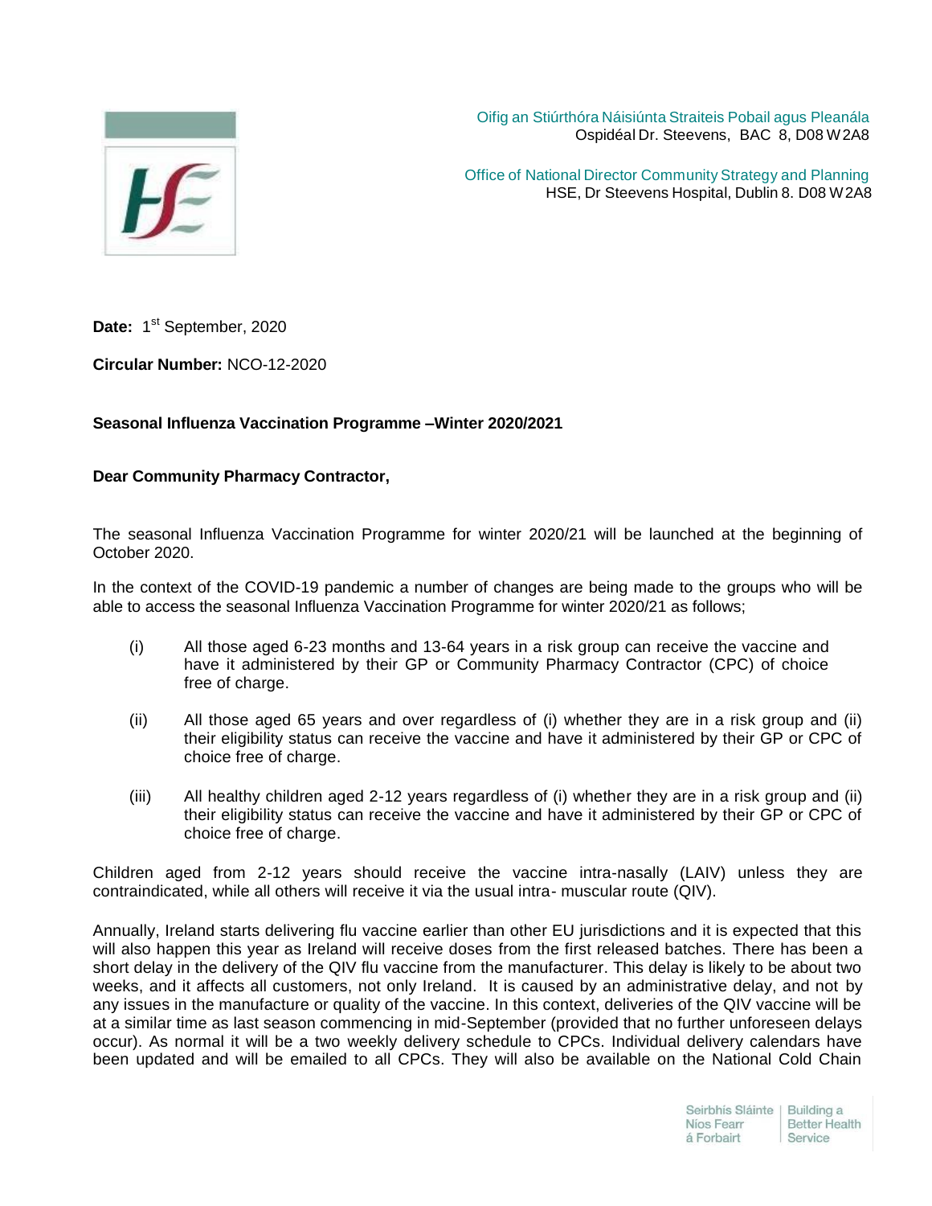Oifig an Stiúrthóra Náisiúnta Straiteis Pobail agus Pleanála
Ospidéal Dr. Steevens, BAC 8, D08 W2A8

Office of National Director Community Strategy and Planning
HSE, Dr Steevens Hospital, Dublin 8. D08 W2A8

**Date:** 1st September, 2020

**Circular Number:** NCO-12-2020

**Seasonal Influenza Vaccination Programme –Winter 2020/2021**

**Dear Community Pharmacy Contractor,**

The seasonal Influenza Vaccination Programme for winter 2020/21 will be launched at the beginning of October 2020.

In the context of the COVID-19 pandemic a number of changes are being made to the groups who will be able to access the seasonal Influenza Vaccination Programme for winter 2020/21 as follows;

(i) All those aged 6-23 months and 13-64 years in a risk group can receive the vaccine and have it administered by their GP or Community Pharmacy Contractor (CPC) of choice free of charge.

(ii) All those aged 65 years and over regardless of (i) whether they are in a risk group and (ii) their eligibility status can receive the vaccine and have it administered by their GP or CPC of choice free of charge.

(iii) All healthy children aged 2-12 years regardless of (i) whether they are in a risk group and (ii) their eligibility status can receive the vaccine and have it administered by their GP or CPC of choice free of charge.

Children aged from 2-12 years should receive the vaccine intra-nasally (LAIV) unless they are contraindicated, while all others will receive it via the usual intra- muscular route (QIV).

Annually, Ireland starts delivering flu vaccine earlier than other EU jurisdictions and it is expected that this will also happen this year as Ireland will receive doses from the first released batches. There has been a short delay in the delivery of the QIV flu vaccine from the manufacturer. This delay is likely to be about two weeks, and it affects all customers, not only Ireland. It is caused by an administrative delay, and not by any issues in the manufacture or quality of the vaccine. In this context, deliveries of the QIV vaccine will be at a similar time as last season commencing in mid-September (provided that no further unforeseen delays occur). As normal it will be a two weekly delivery schedule to CPCs. Individual delivery calendars have been updated and will be emailed to all CPCs. They will also be available on the National Cold Chain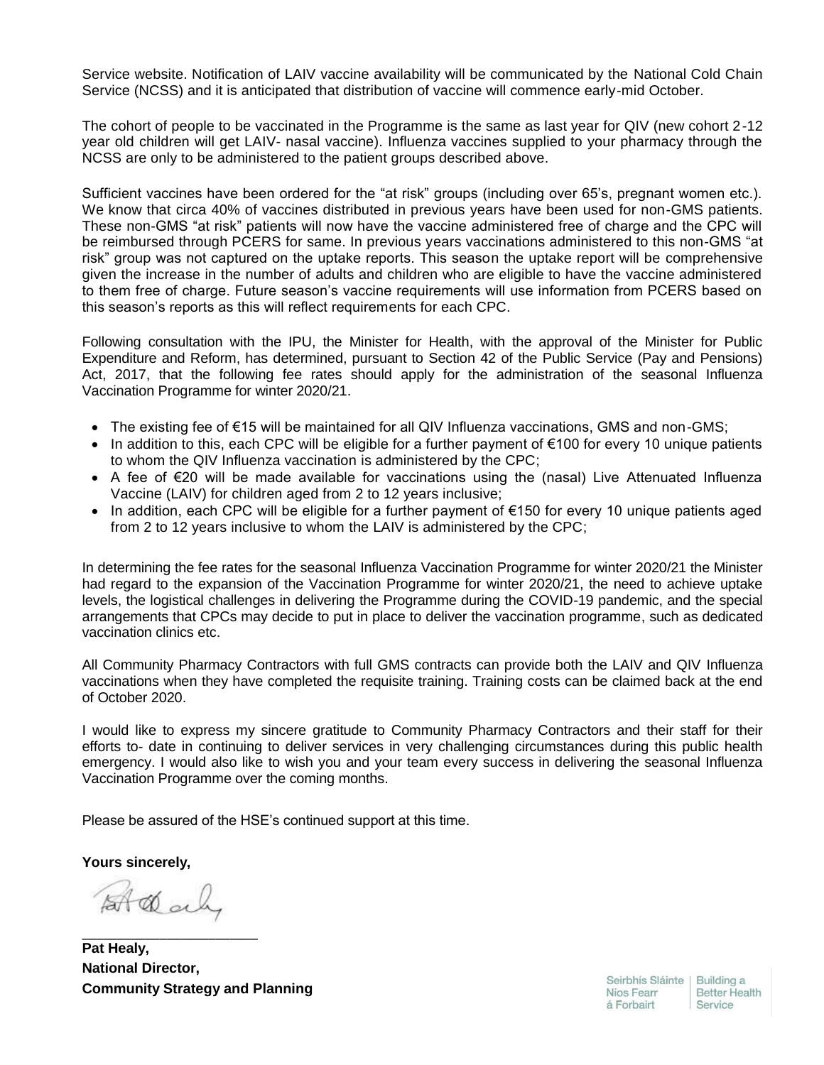Service website. Notification of LAIV vaccine availability will be communicated by the National Cold Chain Service (NCSS) and it is anticipated that distribution of vaccine will commence early-mid October.

The cohort of people to be vaccinated in the Programme is the same as last year for QIV (new cohort 2-12 year old children will get LAIV- nasal vaccine). Influenza vaccines supplied to your pharmacy through the NCSS are only to be administered to the patient groups described above.

Sufficient vaccines have been ordered for the "at risk" groups (including over 65's, pregnant women etc.). We know that circa 40% of vaccines distributed in previous years have been used for non-GMS patients. These non-GMS "at risk" patients will now have the vaccine administered free of charge and the CPC will be reimbursed through PCERS for same. In previous years vaccinations administered to this non-GMS "at risk" group was not captured on the uptake reports. This season the uptake report will be comprehensive given the increase in the number of adults and children who are eligible to have the vaccine administered to them free of charge. Future season's vaccine requirements will use information from PCERS based on this season's reports as this will reflect requirements for each CPC.

Following consultation with the IPU, the Minister for Health, with the approval of the Minister for Public Expenditure and Reform, has determined, pursuant to Section 42 of the Public Service (Pay and Pensions) Act, 2017, that the following fee rates should apply for the administration of the seasonal Influenza Vaccination Programme for winter 2020/21.

- The existing fee of €15 will be maintained for all QIV Influenza vaccinations, GMS and non-GMS;
- In addition to this, each CPC will be eligible for a further payment of €100 for every 10 unique patients to whom the QIV Influenza vaccination is administered by the CPC;
- A fee of €20 will be made available for vaccinations using the (nasal) Live Attenuated Influenza Vaccine (LAIV) for children aged from 2 to 12 years inclusive;
- In addition, each CPC will be eligible for a further payment of €150 for every 10 unique patients aged from 2 to 12 years inclusive to whom the LAIV is administered by the CPC;

In determining the fee rates for the seasonal Influenza Vaccination Programme for winter 2020/21 the Minister had regard to the expansion of the Vaccination Programme for winter 2020/21, the need to achieve uptake levels, the logistical challenges in delivering the Programme during the COVID-19 pandemic, and the special arrangements that CPCs may decide to put in place to deliver the vaccination programme, such as dedicated vaccination clinics etc.

All Community Pharmacy Contractors with full GMS contracts can provide both the LAIV and QIV Influenza vaccinations when they have completed the requisite training. Training costs can be claimed back at the end of October 2020.

I would like to express my sincere gratitude to Community Pharmacy Contractors and their staff for their efforts to- date in continuing to deliver services in very challenging circumstances during this public health emergency. I would also like to wish you and your team every success in delivering the seasonal Influenza Vaccination Programme over the coming months.

Please be assured of the HSE's continued support at this time.

**Yours sincerely,**

\_\_\_\_\_\_\_\_\_\_\_\_\_\_\_\_\_\_\_\_\_\_

**Pat Healy,**
**National Director,**
**Community Strategy and Planning**

Seirbhís Sláinte Níos Fearr á Forbairt | Building a Better Health Service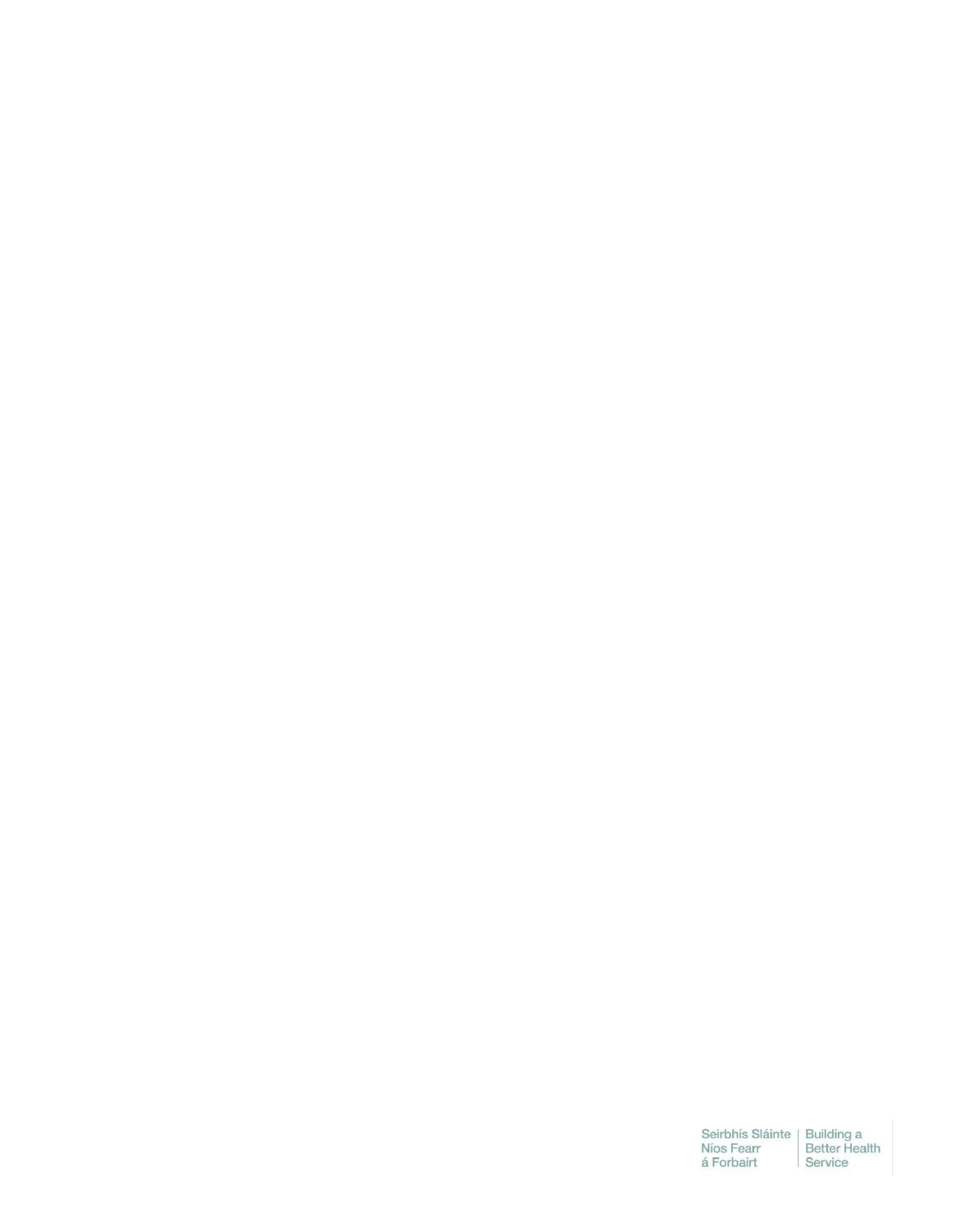Seirbhís Sláinte Níos Fearr á Forbairt | Building a Better Health Service